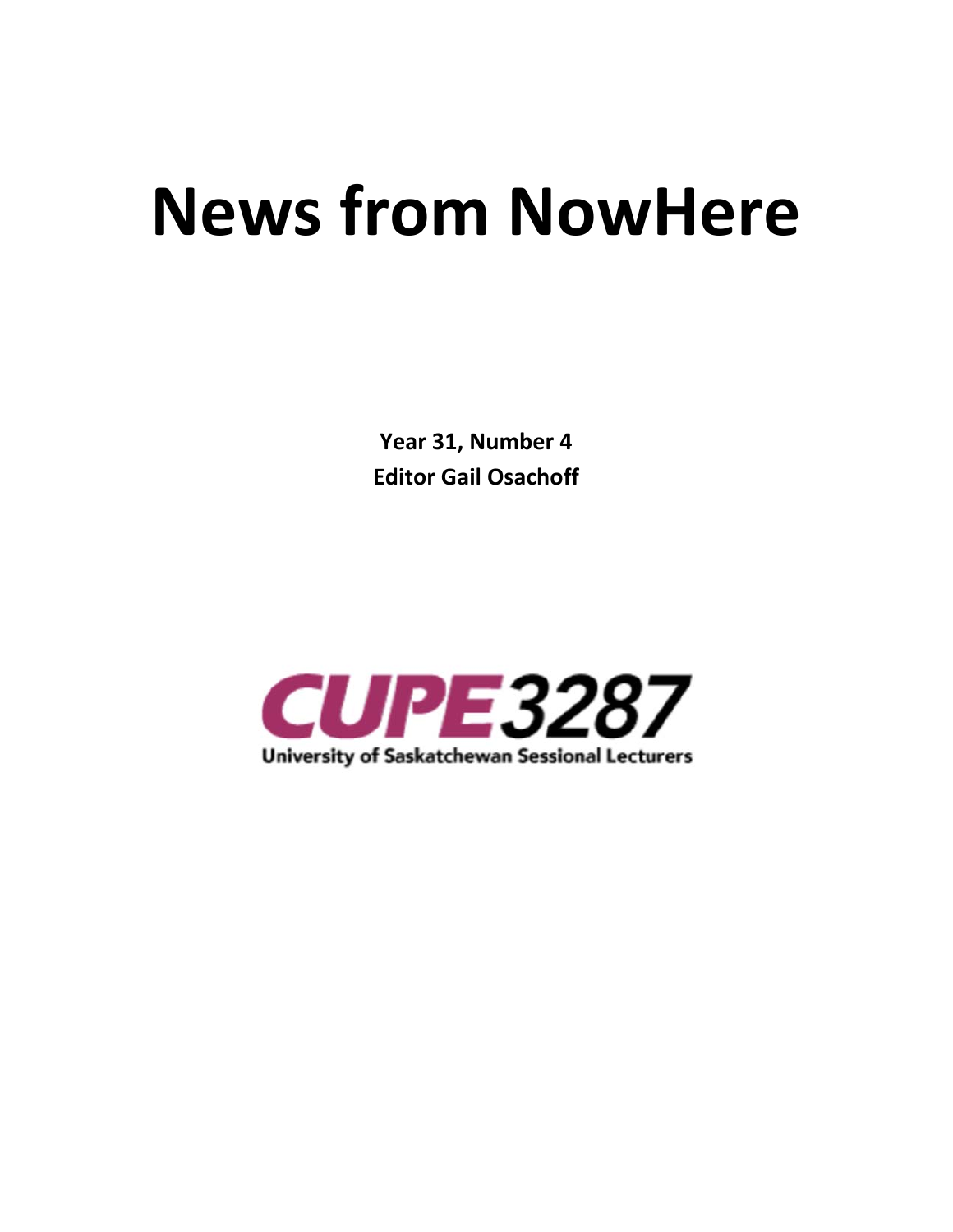# News from NowHere

**Year 31, Number 4**
**Editor Gail Osachoff**

CUPE 3287

University of Saskatchewan Sessional Lecturers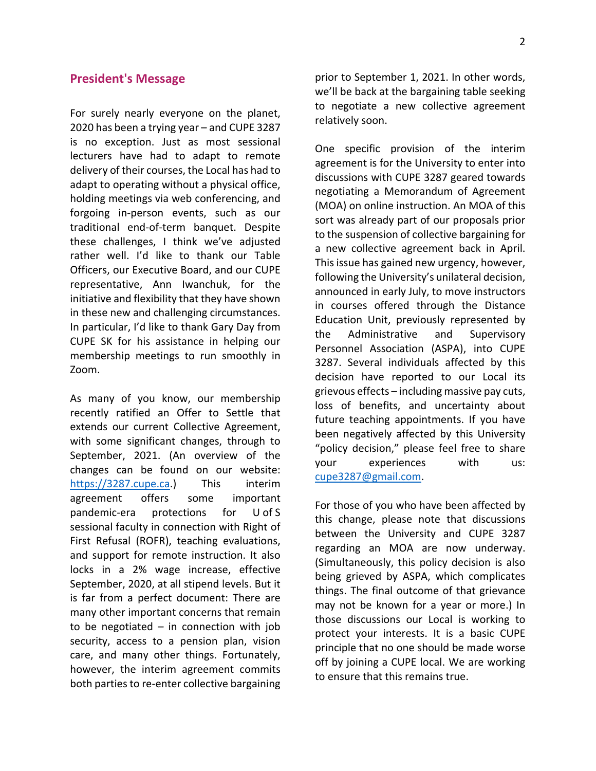## President's Message

For surely nearly everyone on the planet, 2020 has been a trying year – and CUPE 3287 is no exception. Just as most sessional lecturers have had to adapt to remote delivery of their courses, the Local has had to adapt to operating without a physical office, holding meetings via web conferencing, and forgoing in-person events, such as our traditional end-of-term banquet. Despite these challenges, I think we've adjusted rather well. I'd like to thank our Table Officers, our Executive Board, and our CUPE representative, Ann Iwanchuk, for the initiative and flexibility that they have shown in these new and challenging circumstances. In particular, I'd like to thank Gary Day from CUPE SK for his assistance in helping our membership meetings to run smoothly in Zoom.

As many of you know, our membership recently ratified an Offer to Settle that extends our current Collective Agreement, with some significant changes, through to September, 2021. (An overview of the changes can be found on our website: https://3287.cupe.ca.) This interim agreement offers some important pandemic-era protections for U of S sessional faculty in connection with Right of First Refusal (ROFR), teaching evaluations, and support for remote instruction. It also locks in a 2% wage increase, effective September, 2020, at all stipend levels. But it is far from a perfect document: There are many other important concerns that remain to be negotiated – in connection with job security, access to a pension plan, vision care, and many other things. Fortunately, however, the interim agreement commits both parties to re-enter collective bargaining prior to September 1, 2021. In other words, we'll be back at the bargaining table seeking to negotiate a new collective agreement relatively soon.

One specific provision of the interim agreement is for the University to enter into discussions with CUPE 3287 geared towards negotiating a Memorandum of Agreement (MOA) on online instruction. An MOA of this sort was already part of our proposals prior to the suspension of collective bargaining for a new collective agreement back in April. This issue has gained new urgency, however, following the University's unilateral decision, announced in early July, to move instructors in courses offered through the Distance Education Unit, previously represented by the Administrative and Supervisory Personnel Association (ASPA), into CUPE 3287. Several individuals affected by this decision have reported to our Local its grievous effects – including massive pay cuts, loss of benefits, and uncertainty about future teaching appointments. If you have been negatively affected by this University "policy decision," please feel free to share your experiences with us: cupe3287@gmail.com.

For those of you who have been affected by this change, please note that discussions between the University and CUPE 3287 regarding an MOA are now underway. (Simultaneously, this policy decision is also being grieved by ASPA, which complicates things. The final outcome of that grievance may not be known for a year or more.) In those discussions our Local is working to protect your interests. It is a basic CUPE principle that no one should be made worse off by joining a CUPE local. We are working to ensure that this remains true.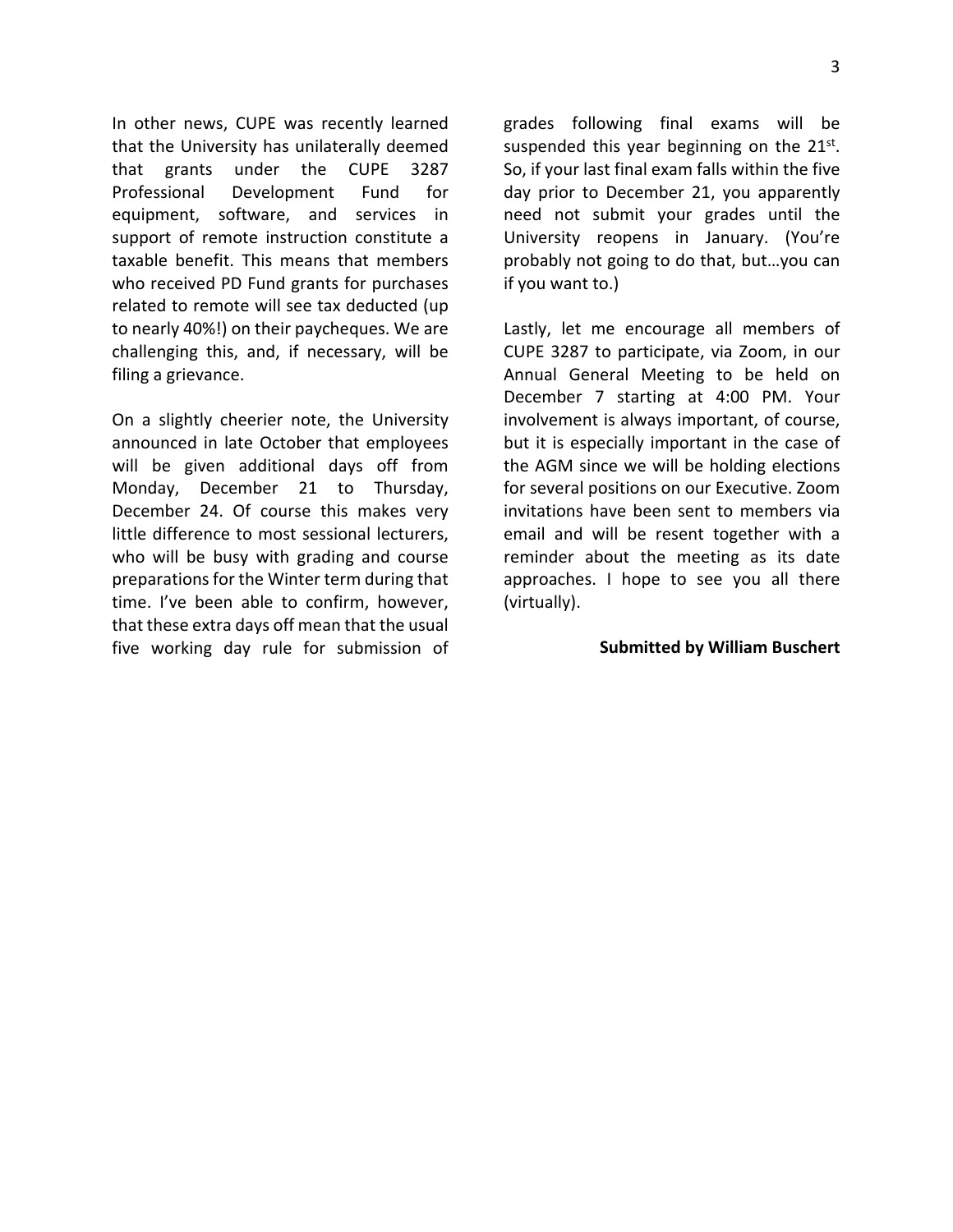In other news, CUPE was recently learned that the University has unilaterally deemed that grants under the CUPE 3287 Professional Development Fund for equipment, software, and services in support of remote instruction constitute a taxable benefit. This means that members who received PD Fund grants for purchases related to remote will see tax deducted (up to nearly 40%!) on their paycheques. We are challenging this, and, if necessary, will be filing a grievance.

On a slightly cheerier note, the University announced in late October that employees will be given additional days off from Monday, December 21 to Thursday, December 24. Of course this makes very little difference to most sessional lecturers, who will be busy with grading and course preparations for the Winter term during that time. I've been able to confirm, however, that these extra days off mean that the usual five working day rule for submission of grades following final exams will be suspended this year beginning on the 21st. So, if your last final exam falls within the five day prior to December 21, you apparently need not submit your grades until the University reopens in January. (You're probably not going to do that, but…you can if you want to.)

Lastly, let me encourage all members of CUPE 3287 to participate, via Zoom, in our Annual General Meeting to be held on December 7 starting at 4:00 PM. Your involvement is always important, of course, but it is especially important in the case of the AGM since we will be holding elections for several positions on our Executive. Zoom invitations have been sent to members via email and will be resent together with a reminder about the meeting as its date approaches. I hope to see you all there (virtually).

**Submitted by William Buschert**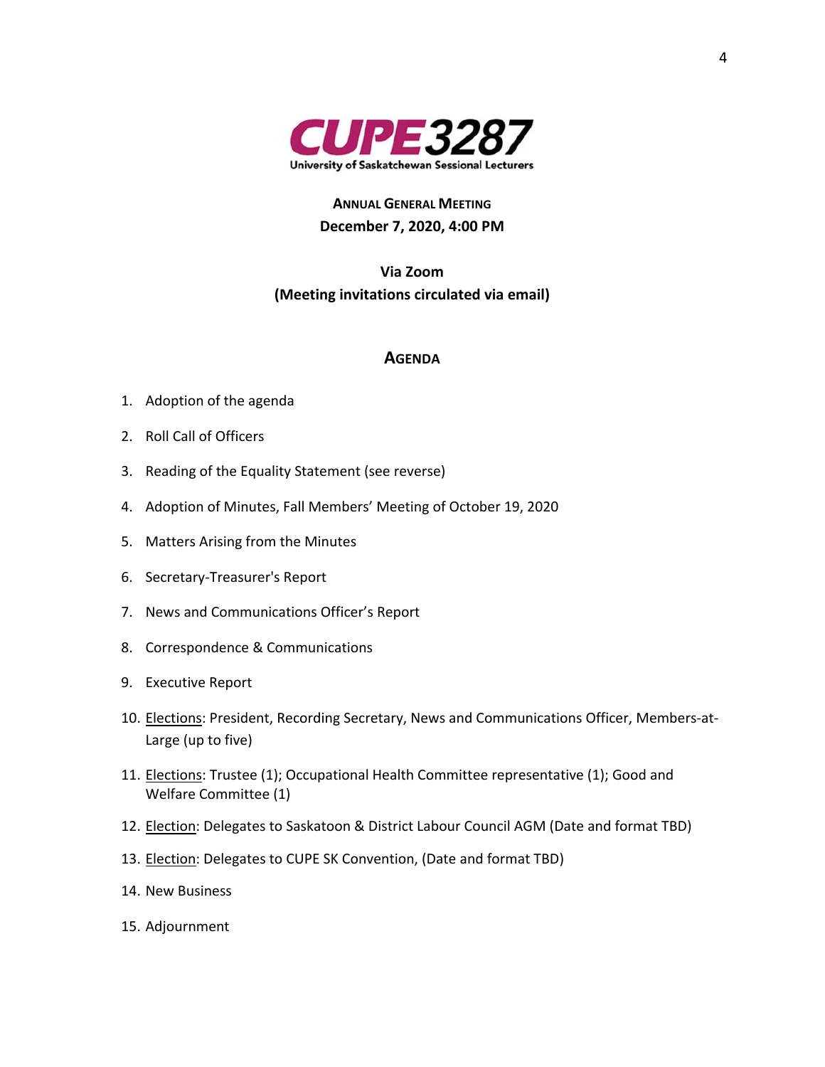**CUPE 3287**

University of Saskatchewan Sessional Lecturers

## Annual General Meeting

**December 7, 2020, 4:00 PM**

**Via Zoom**

**(Meeting invitations circulated via email)**

## Agenda

1. Adoption of the agenda
2. Roll Call of Officers
3. Reading of the Equality Statement (see reverse)
4. Adoption of Minutes, Fall Members' Meeting of October 19, 2020
5. Matters Arising from the Minutes
6. Secretary-Treasurer's Report
7. News and Communications Officer's Report
8. Correspondence & Communications
9. Executive Report
10. Elections: President, Recording Secretary, News and Communications Officer, Members-at-Large (up to five)
11. Elections: Trustee (1); Occupational Health Committee representative (1); Good and Welfare Committee (1)
12. Election: Delegates to Saskatoon & District Labour Council AGM (Date and format TBD)
13. Election: Delegates to CUPE SK Convention, (Date and format TBD)
14. New Business
15. Adjournment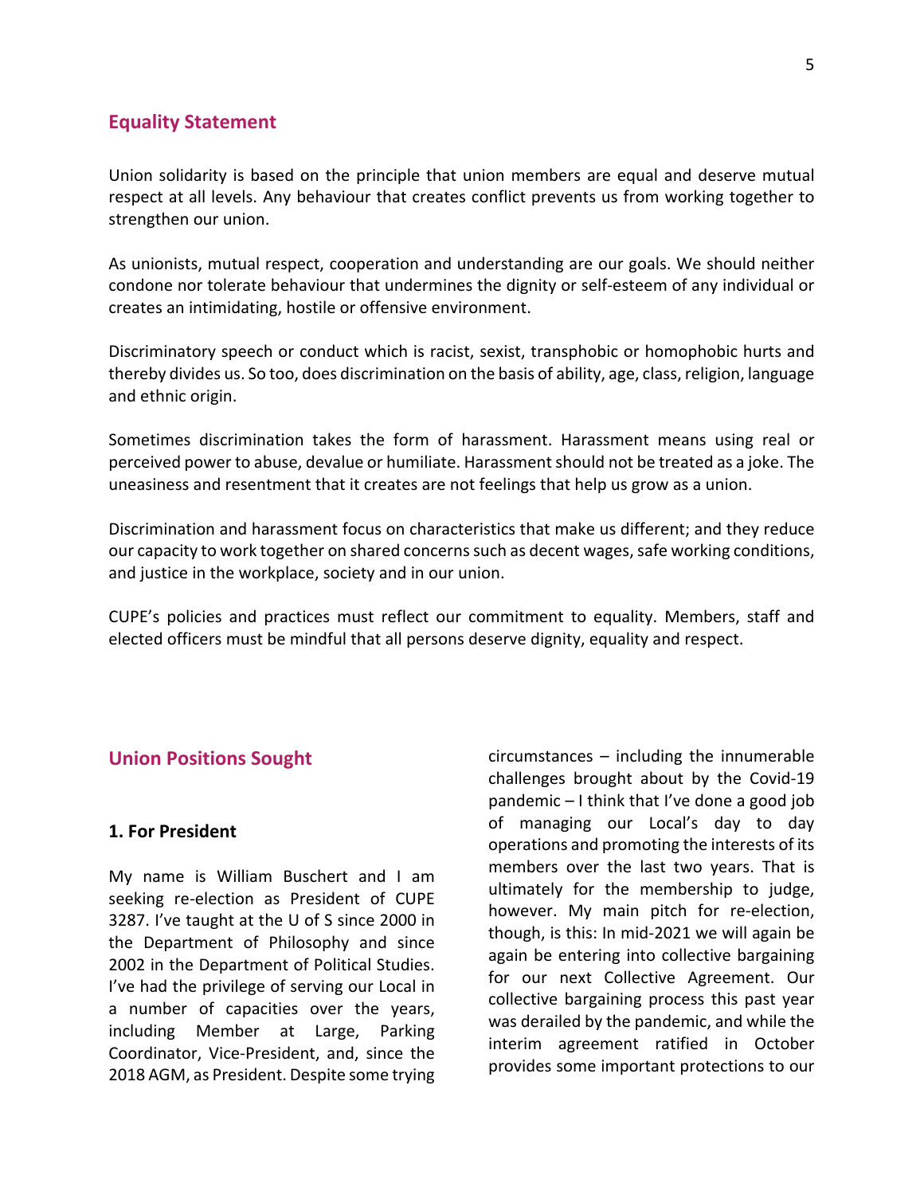## Equality Statement

Union solidarity is based on the principle that union members are equal and deserve mutual respect at all levels. Any behaviour that creates conflict prevents us from working together to strengthen our union.

As unionists, mutual respect, cooperation and understanding are our goals. We should neither condone nor tolerate behaviour that undermines the dignity or self-esteem of any individual or creates an intimidating, hostile or offensive environment.

Discriminatory speech or conduct which is racist, sexist, transphobic or homophobic hurts and thereby divides us. So too, does discrimination on the basis of ability, age, class, religion, language and ethnic origin.

Sometimes discrimination takes the form of harassment. Harassment means using real or perceived power to abuse, devalue or humiliate. Harassment should not be treated as a joke. The uneasiness and resentment that it creates are not feelings that help us grow as a union.

Discrimination and harassment focus on characteristics that make us different; and they reduce our capacity to work together on shared concerns such as decent wages, safe working conditions, and justice in the workplace, society and in our union.

CUPE's policies and practices must reflect our commitment to equality. Members, staff and elected officers must be mindful that all persons deserve dignity, equality and respect.

## Union Positions Sought

### 1. For President

My name is William Buschert and I am seeking re-election as President of CUPE 3287. I've taught at the U of S since 2000 in the Department of Philosophy and since 2002 in the Department of Political Studies. I've had the privilege of serving our Local in a number of capacities over the years, including Member at Large, Parking Coordinator, Vice-President, and, since the 2018 AGM, as President. Despite some trying circumstances – including the innumerable challenges brought about by the Covid-19 pandemic – I think that I've done a good job of managing our Local's day to day operations and promoting the interests of its members over the last two years. That is ultimately for the membership to judge, however. My main pitch for re-election, though, is this: In mid-2021 we will again be again be entering into collective bargaining for our next Collective Agreement. Our collective bargaining process this past year was derailed by the pandemic, and while the interim agreement ratified in October provides some important protections to our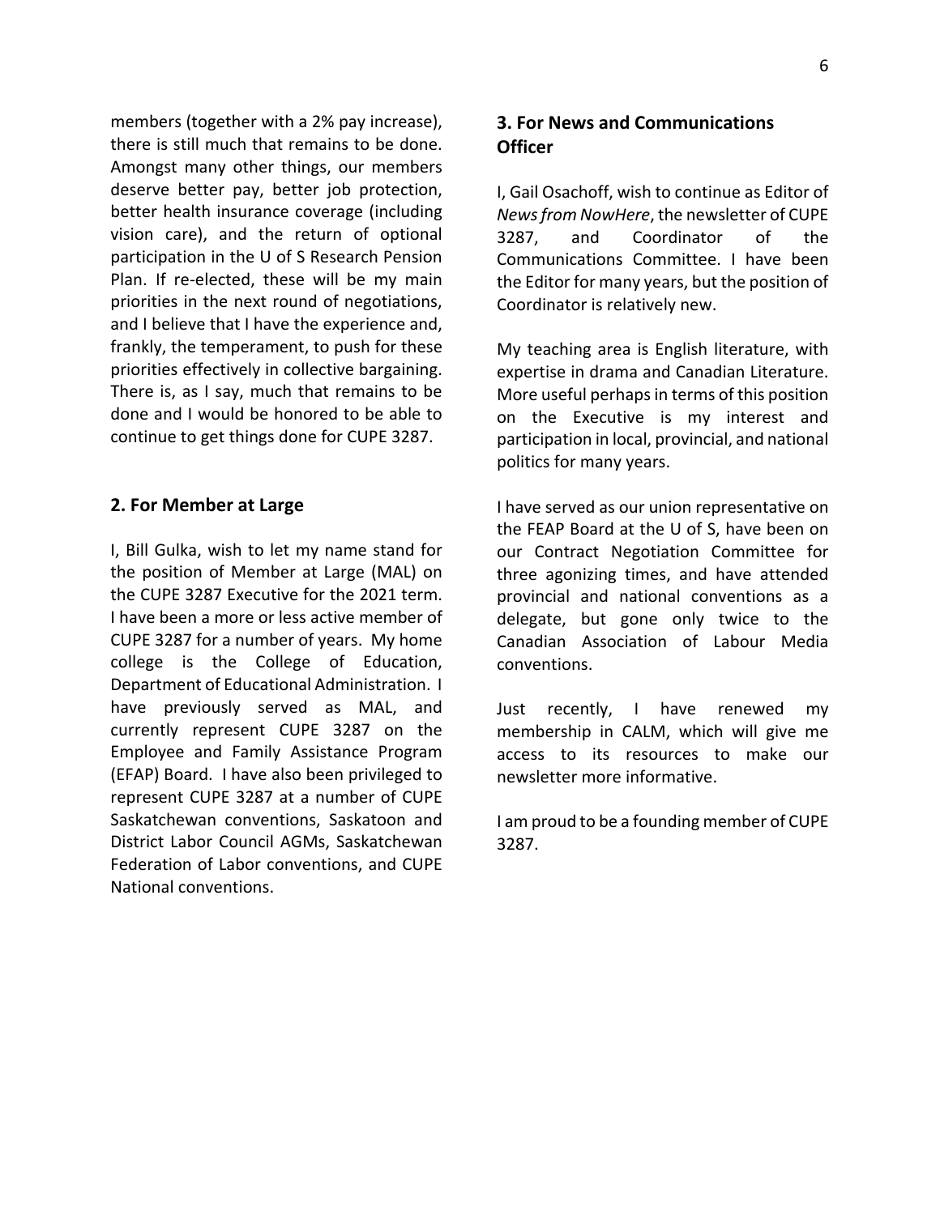members (together with a 2% pay increase), there is still much that remains to be done. Amongst many other things, our members deserve better pay, better job protection, better health insurance coverage (including vision care), and the return of optional participation in the U of S Research Pension Plan. If re-elected, these will be my main priorities in the next round of negotiations, and I believe that I have the experience and, frankly, the temperament, to push for these priorities effectively in collective bargaining. There is, as I say, much that remains to be done and I would be honored to be able to continue to get things done for CUPE 3287.

## 2. For Member at Large

I, Bill Gulka, wish to let my name stand for the position of Member at Large (MAL) on the CUPE 3287 Executive for the 2021 term. I have been a more or less active member of CUPE 3287 for a number of years. My home college is the College of Education, Department of Educational Administration. I have previously served as MAL, and currently represent CUPE 3287 on the Employee and Family Assistance Program (EFAP) Board. I have also been privileged to represent CUPE 3287 at a number of CUPE Saskatchewan conventions, Saskatoon and District Labor Council AGMs, Saskatchewan Federation of Labor conventions, and CUPE National conventions.

## 3. For News and Communications Officer

I, Gail Osachoff, wish to continue as Editor of *News from NowHere*, the newsletter of CUPE 3287, and Coordinator of the Communications Committee. I have been the Editor for many years, but the position of Coordinator is relatively new.

My teaching area is English literature, with expertise in drama and Canadian Literature. More useful perhaps in terms of this position on the Executive is my interest and participation in local, provincial, and national politics for many years.

I have served as our union representative on the FEAP Board at the U of S, have been on our Contract Negotiation Committee for three agonizing times, and have attended provincial and national conventions as a delegate, but gone only twice to the Canadian Association of Labour Media conventions.

Just recently, I have renewed my membership in CALM, which will give me access to its resources to make our newsletter more informative.

I am proud to be a founding member of CUPE 3287.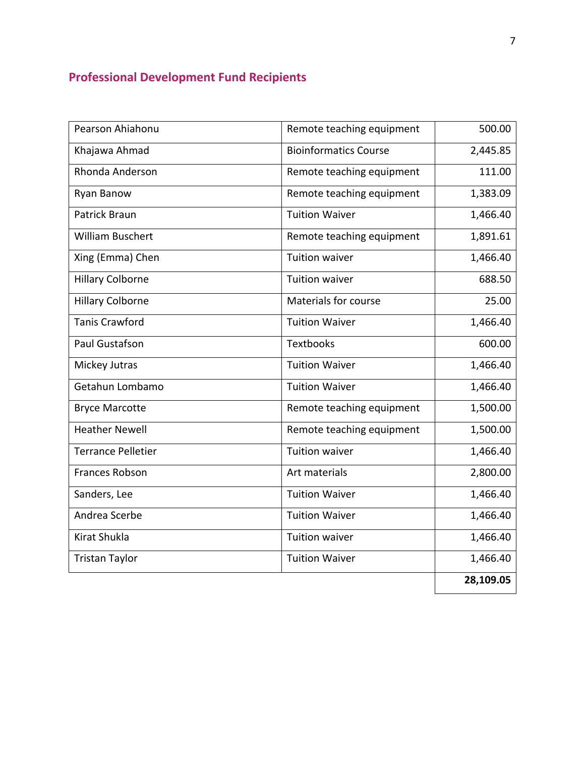## Professional Development Fund Recipients

| | | |
|---|---|---|
| Pearson Ahiahonu | Remote teaching equipment | 500.00 |
| Khajawa Ahmad | Bioinformatics Course | 2,445.85 |
| Rhonda Anderson | Remote teaching equipment | 111.00 |
| Ryan Banow | Remote teaching equipment | 1,383.09 |
| Patrick Braun | Tuition Waiver | 1,466.40 |
| William Buschert | Remote teaching equipment | 1,891.61 |
| Xing (Emma) Chen | Tuition waiver | 1,466.40 |
| Hillary Colborne | Tuition waiver | 688.50 |
| Hillary Colborne | Materials for course | 25.00 |
| Tanis Crawford | Tuition Waiver | 1,466.40 |
| Paul Gustafson | Textbooks | 600.00 |
| Mickey Jutras | Tuition Waiver | 1,466.40 |
| Getahun Lombamo | Tuition Waiver | 1,466.40 |
| Bryce Marcotte | Remote teaching equipment | 1,500.00 |
| Heather Newell | Remote teaching equipment | 1,500.00 |
| Terrance Pelletier | Tuition waiver | 1,466.40 |
| Frances Robson | Art materials | 2,800.00 |
| Sanders, Lee | Tuition Waiver | 1,466.40 |
| Andrea Scerbe | Tuition Waiver | 1,466.40 |
| Kirat Shukla | Tuition waiver | 1,466.40 |
| Tristan Taylor | Tuition Waiver | 1,466.40 |
| | | **28,109.05** |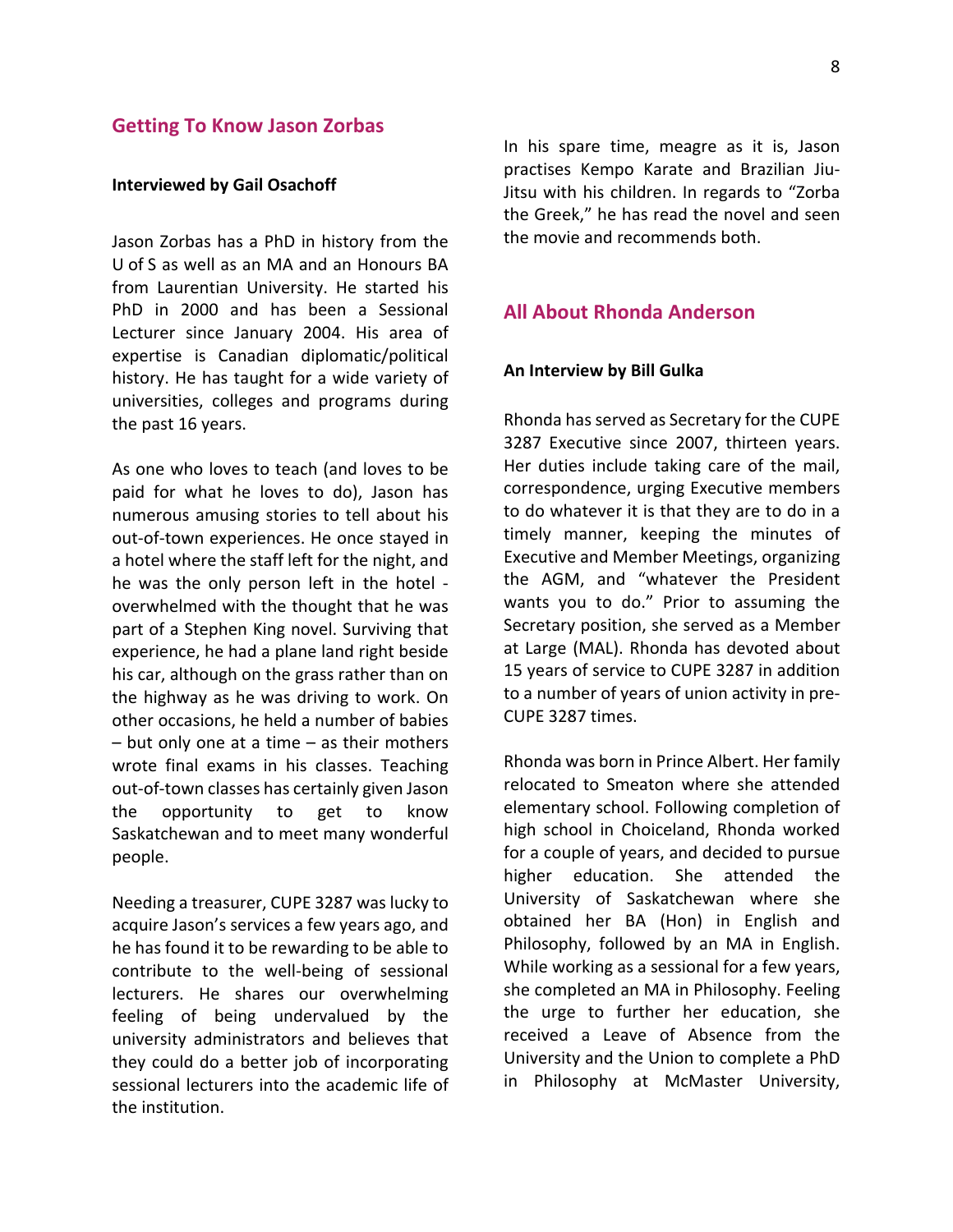## Getting To Know Jason Zorbas

**Interviewed by Gail Osachoff**

Jason Zorbas has a PhD in history from the U of S as well as an MA and an Honours BA from Laurentian University. He started his PhD in 2000 and has been a Sessional Lecturer since January 2004. His area of expertise is Canadian diplomatic/political history. He has taught for a wide variety of universities, colleges and programs during the past 16 years.

As one who loves to teach (and loves to be paid for what he loves to do), Jason has numerous amusing stories to tell about his out-of-town experiences. He once stayed in a hotel where the staff left for the night, and he was the only person left in the hotel - overwhelmed with the thought that he was part of a Stephen King novel. Surviving that experience, he had a plane land right beside his car, although on the grass rather than on the highway as he was driving to work. On other occasions, he held a number of babies – but only one at a time – as their mothers wrote final exams in his classes. Teaching out-of-town classes has certainly given Jason the opportunity to get to know Saskatchewan and to meet many wonderful people.

Needing a treasurer, CUPE 3287 was lucky to acquire Jason's services a few years ago, and he has found it to be rewarding to be able to contribute to the well-being of sessional lecturers. He shares our overwhelming feeling of being undervalued by the university administrators and believes that they could do a better job of incorporating sessional lecturers into the academic life of the institution.

In his spare time, meagre as it is, Jason practises Kempo Karate and Brazilian Jiu-Jitsu with his children. In regards to "Zorba the Greek," he has read the novel and seen the movie and recommends both.

## All About Rhonda Anderson

**An Interview by Bill Gulka**

Rhonda has served as Secretary for the CUPE 3287 Executive since 2007, thirteen years. Her duties include taking care of the mail, correspondence, urging Executive members to do whatever it is that they are to do in a timely manner, keeping the minutes of Executive and Member Meetings, organizing the AGM, and "whatever the President wants you to do." Prior to assuming the Secretary position, she served as a Member at Large (MAL). Rhonda has devoted about 15 years of service to CUPE 3287 in addition to a number of years of union activity in pre-CUPE 3287 times.

Rhonda was born in Prince Albert. Her family relocated to Smeaton where she attended elementary school. Following completion of high school in Choiceland, Rhonda worked for a couple of years, and decided to pursue higher education. She attended the University of Saskatchewan where she obtained her BA (Hon) in English and Philosophy, followed by an MA in English. While working as a sessional for a few years, she completed an MA in Philosophy. Feeling the urge to further her education, she received a Leave of Absence from the University and the Union to complete a PhD in Philosophy at McMaster University,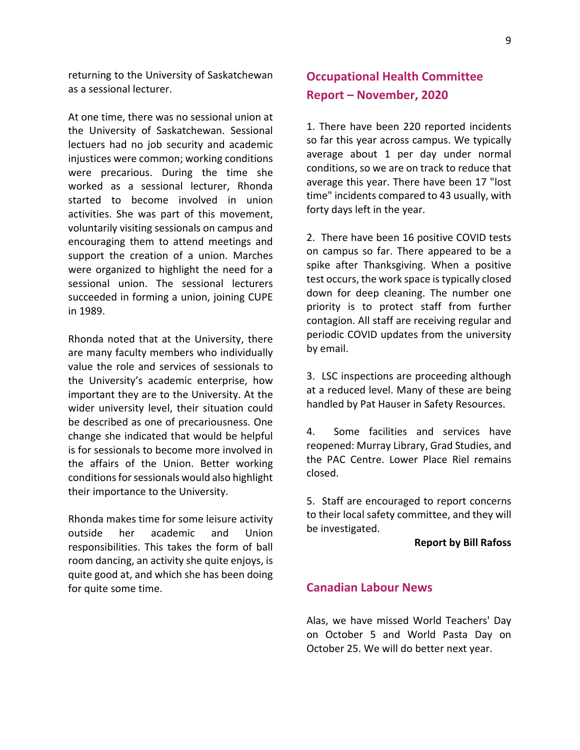returning to the University of Saskatchewan as a sessional lecturer.

At one time, there was no sessional union at the University of Saskatchewan. Sessional lectuers had no job security and academic injustices were common; working conditions were precarious. During the time she worked as a sessional lecturer, Rhonda started to become involved in union activities. She was part of this movement, voluntarily visiting sessionals on campus and encouraging them to attend meetings and support the creation of a union. Marches were organized to highlight the need for a sessional union. The sessional lecturers succeeded in forming a union, joining CUPE in 1989.

Rhonda noted that at the University, there are many faculty members who individually value the role and services of sessionals to the University's academic enterprise, how important they are to the University. At the wider university level, their situation could be described as one of precariousness. One change she indicated that would be helpful is for sessionals to become more involved in the affairs of the Union. Better working conditions for sessionals would also highlight their importance to the University.

Rhonda makes time for some leisure activity outside her academic and Union responsibilities. This takes the form of ball room dancing, an activity she quite enjoys, is quite good at, and which she has been doing for quite some time.

## Occupational Health Committee Report – November, 2020

1. There have been 220 reported incidents so far this year across campus. We typically average about 1 per day under normal conditions, so we are on track to reduce that average this year. There have been 17 "lost time" incidents compared to 43 usually, with forty days left in the year.

2. There have been 16 positive COVID tests on campus so far. There appeared to be a spike after Thanksgiving. When a positive test occurs, the work space is typically closed down for deep cleaning. The number one priority is to protect staff from further contagion. All staff are receiving regular and periodic COVID updates from the university by email.

3. LSC inspections are proceeding although at a reduced level. Many of these are being handled by Pat Hauser in Safety Resources.

4. Some facilities and services have reopened: Murray Library, Grad Studies, and the PAC Centre. Lower Place Riel remains closed.

5. Staff are encouraged to report concerns to their local safety committee, and they will be investigated.

**Report by Bill Rafoss**

## Canadian Labour News

Alas, we have missed World Teachers' Day on October 5 and World Pasta Day on October 25. We will do better next year.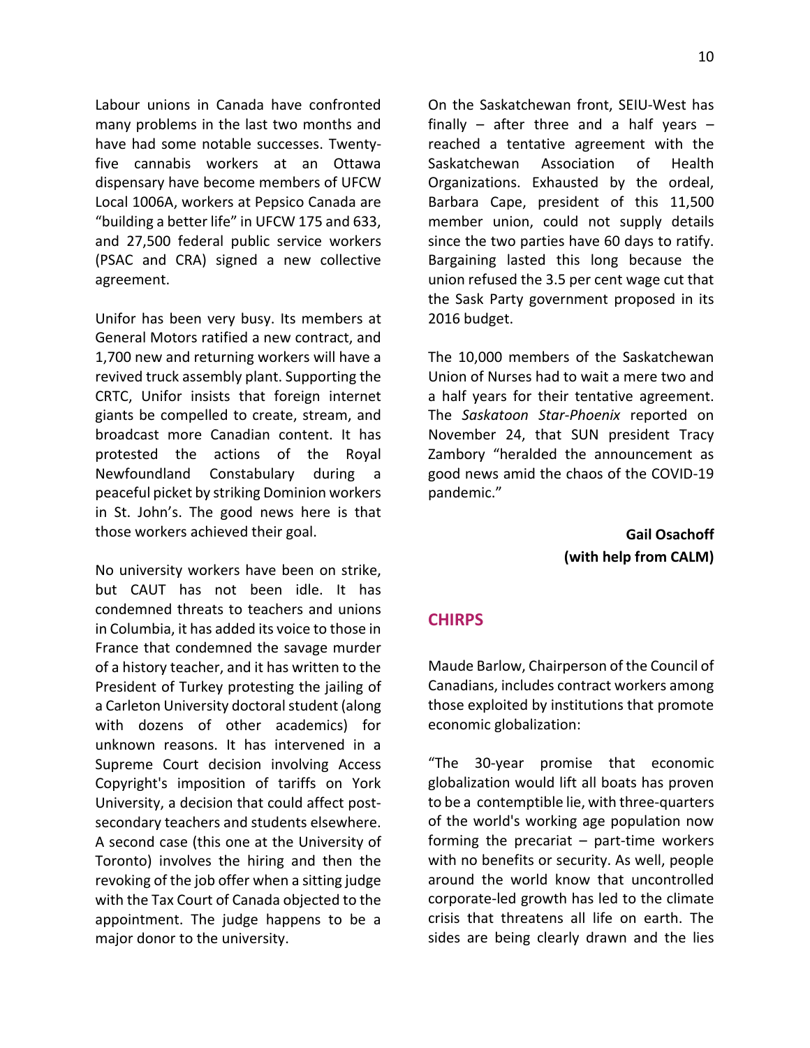Labour unions in Canada have confronted many problems in the last two months and have had some notable successes. Twenty-five cannabis workers at an Ottawa dispensary have become members of UFCW Local 1006A, workers at Pepsico Canada are "building a better life" in UFCW 175 and 633, and 27,500 federal public service workers (PSAC and CRA) signed a new collective agreement.

Unifor has been very busy. Its members at General Motors ratified a new contract, and 1,700 new and returning workers will have a revived truck assembly plant. Supporting the CRTC, Unifor insists that foreign internet giants be compelled to create, stream, and broadcast more Canadian content. It has protested the actions of the Royal Newfoundland Constabulary during a peaceful picket by striking Dominion workers in St. John's. The good news here is that those workers achieved their goal.

No university workers have been on strike, but CAUT has not been idle. It has condemned threats to teachers and unions in Columbia, it has added its voice to those in France that condemned the savage murder of a history teacher, and it has written to the President of Turkey protesting the jailing of a Carleton University doctoral student (along with dozens of other academics) for unknown reasons. It has intervened in a Supreme Court decision involving Access Copyright's imposition of tariffs on York University, a decision that could affect post-secondary teachers and students elsewhere. A second case (this one at the University of Toronto) involves the hiring and then the revoking of the job offer when a sitting judge with the Tax Court of Canada objected to the appointment. The judge happens to be a major donor to the university.

On the Saskatchewan front, SEIU-West has finally – after three and a half years – reached a tentative agreement with the Saskatchewan Association of Health Organizations. Exhausted by the ordeal, Barbara Cape, president of this 11,500 member union, could not supply details since the two parties have 60 days to ratify. Bargaining lasted this long because the union refused the 3.5 per cent wage cut that the Sask Party government proposed in its 2016 budget.

The 10,000 members of the Saskatchewan Union of Nurses had to wait a mere two and a half years for their tentative agreement. The *Saskatoon Star-Phoenix* reported on November 24, that SUN president Tracy Zambory "heralded the announcement as good news amid the chaos of the COVID-19 pandemic."

**Gail Osachoff**
**(with help from CALM)**

## CHIRPS

Maude Barlow, Chairperson of the Council of Canadians, includes contract workers among those exploited by institutions that promote economic globalization:

"The 30-year promise that economic globalization would lift all boats has proven to be a contemptible lie, with three-quarters of the world's working age population now forming the precariat – part-time workers with no benefits or security. As well, people around the world know that uncontrolled corporate-led growth has led to the climate crisis that threatens all life on earth. The sides are being clearly drawn and the lies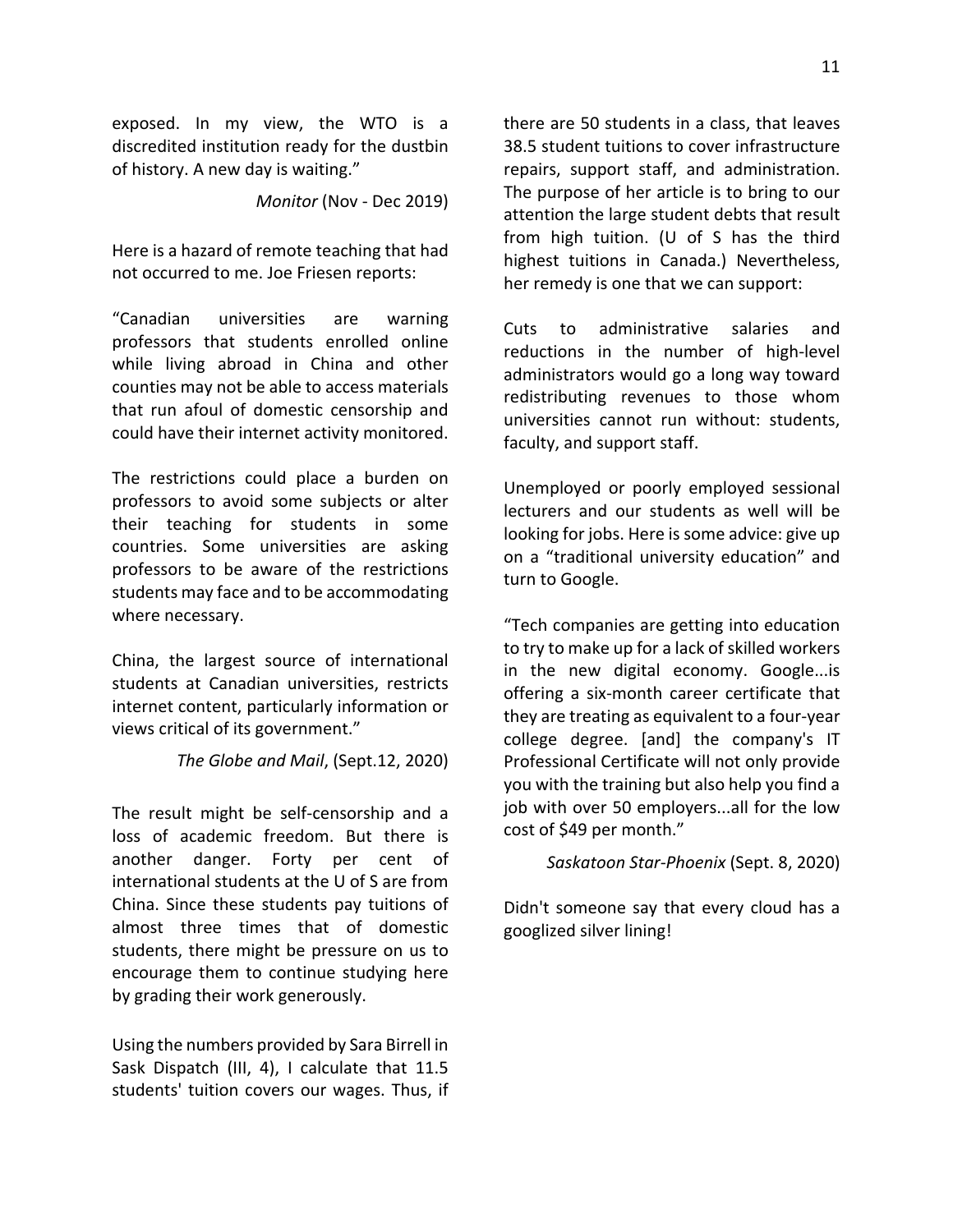exposed. In my view, the WTO is a discredited institution ready for the dustbin of history. A new day is waiting."

*Monitor* (Nov - Dec 2019)

Here is a hazard of remote teaching that had not occurred to me. Joe Friesen reports:

"Canadian universities are warning professors that students enrolled online while living abroad in China and other counties may not be able to access materials that run afoul of domestic censorship and could have their internet activity monitored.

The restrictions could place a burden on professors to avoid some subjects or alter their teaching for students in some countries. Some universities are asking professors to be aware of the restrictions students may face and to be accommodating where necessary.

China, the largest source of international students at Canadian universities, restricts internet content, particularly information or views critical of its government."

*The Globe and Mail*, (Sept.12, 2020)

The result might be self-censorship and a loss of academic freedom. But there is another danger. Forty per cent of international students at the U of S are from China. Since these students pay tuitions of almost three times that of domestic students, there might be pressure on us to encourage them to continue studying here by grading their work generously.

Using the numbers provided by Sara Birrell in Sask Dispatch (III, 4), I calculate that 11.5 students' tuition covers our wages. Thus, if there are 50 students in a class, that leaves 38.5 student tuitions to cover infrastructure repairs, support staff, and administration. The purpose of her article is to bring to our attention the large student debts that result from high tuition. (U of S has the third highest tuitions in Canada.) Nevertheless, her remedy is one that we can support:

Cuts to administrative salaries and reductions in the number of high-level administrators would go a long way toward redistributing revenues to those whom universities cannot run without: students, faculty, and support staff.

Unemployed or poorly employed sessional lecturers and our students as well will be looking for jobs. Here is some advice: give up on a "traditional university education" and turn to Google.

"Tech companies are getting into education to try to make up for a lack of skilled workers in the new digital economy. Google...is offering a six-month career certificate that they are treating as equivalent to a four-year college degree. [and] the company's IT Professional Certificate will not only provide you with the training but also help you find a job with over 50 employers...all for the low cost of $49 per month."

*Saskatoon Star-Phoenix* (Sept. 8, 2020)

Didn't someone say that every cloud has a googlized silver lining!